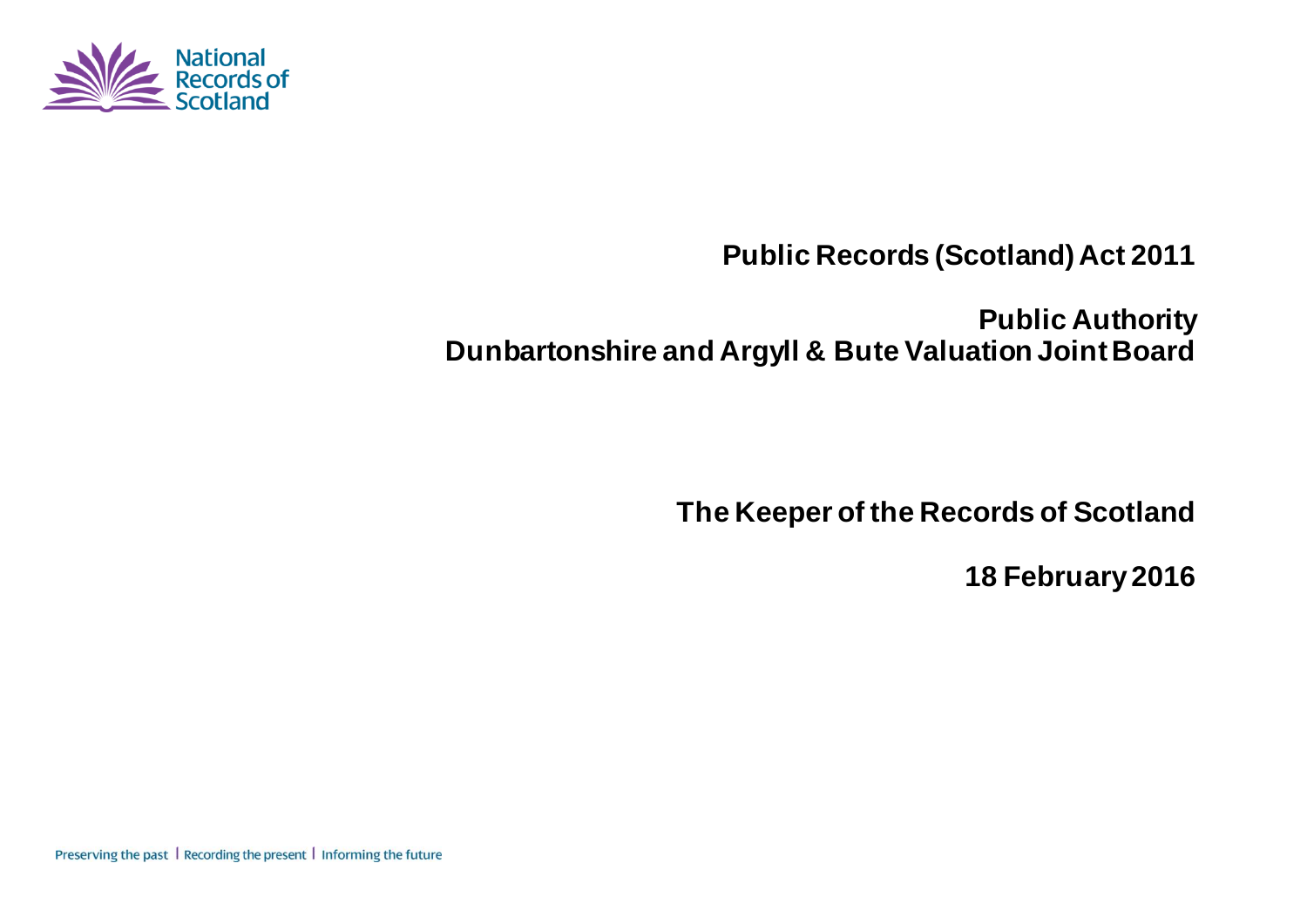National Records of Scotland

# Public Records (Scotland) Act 2011

## Public Authority
## Dunbartonshire and Argyll & Bute Valuation Joint Board

**The Keeper of the Records of Scotland**

**18 February 2016**

Preserving the past | Recording the present | Informing the future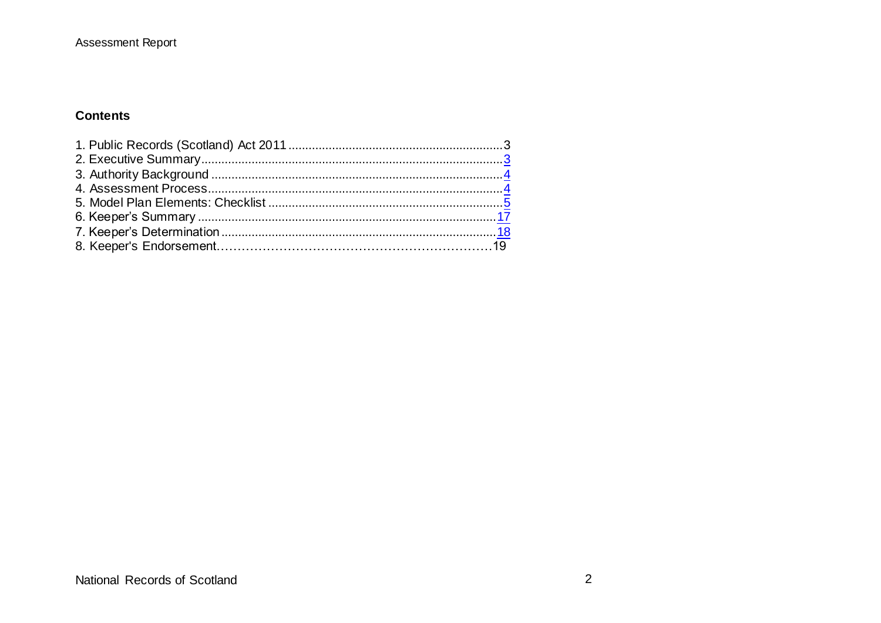## Contents

1. Public Records (Scotland) Act 2011 ................................................................ 3
2. Executive Summary ......................................................................................... 3
3. Authority Background ...................................................................................... 4
4. Assessment Process ........................................................................................ 4
5. Model Plan Elements: Checklist ...................................................................... 5
6. Keeper's Summary ......................................................................................... 17
7. Keeper's Determination ................................................................................. 18
8. Keeper's Endorsement.................................................................................... 19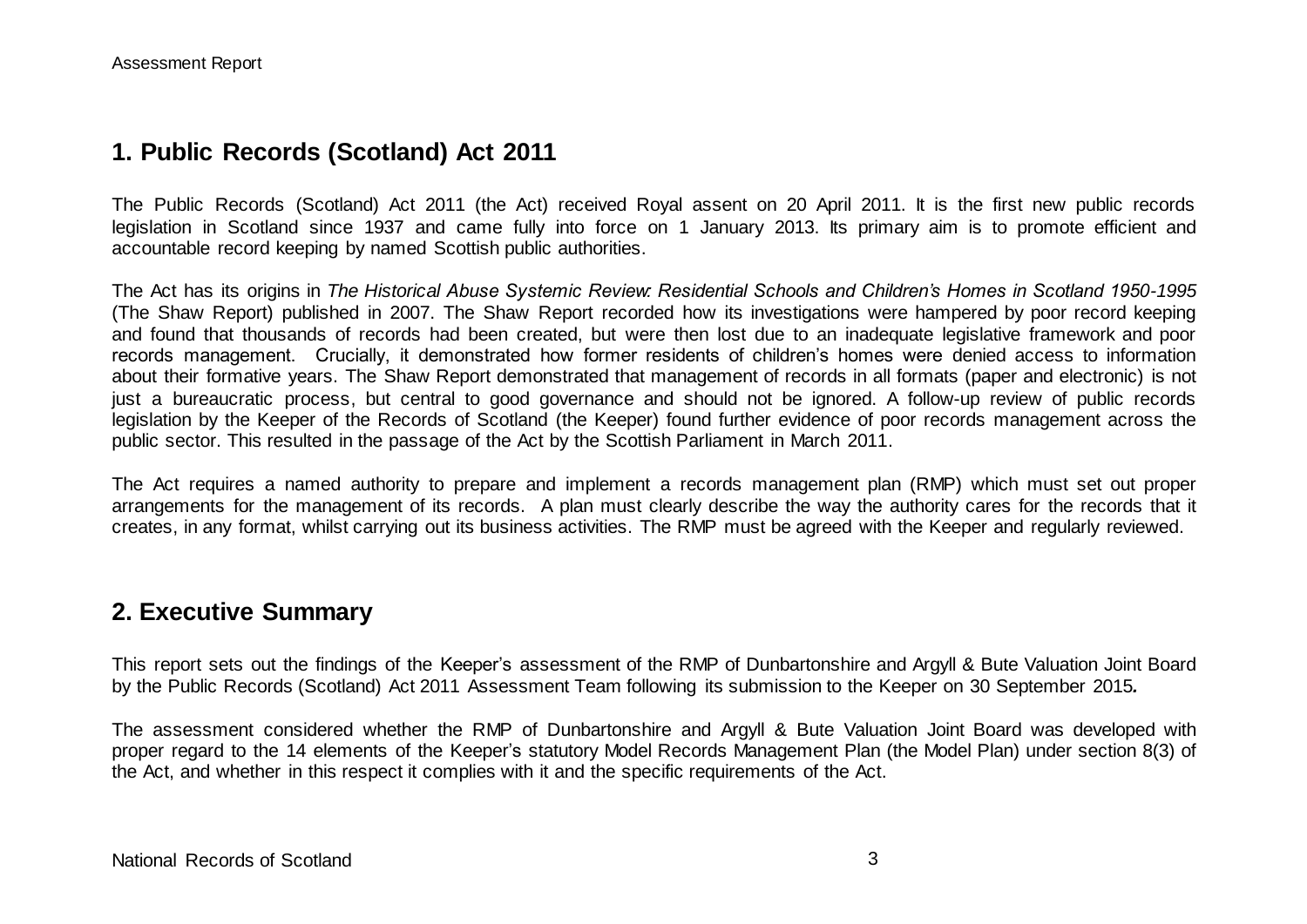## 1. Public Records (Scotland) Act 2011

The Public Records (Scotland) Act 2011 (the Act) received Royal assent on 20 April 2011. It is the first new public records legislation in Scotland since 1937 and came fully into force on 1 January 2013. Its primary aim is to promote efficient and accountable record keeping by named Scottish public authorities.

The Act has its origins in *The Historical Abuse Systemic Review: Residential Schools and Children's Homes in Scotland 1950-1995* (The Shaw Report) published in 2007. The Shaw Report recorded how its investigations were hampered by poor record keeping and found that thousands of records had been created, but were then lost due to an inadequate legislative framework and poor records management. Crucially, it demonstrated how former residents of children's homes were denied access to information about their formative years. The Shaw Report demonstrated that management of records in all formats (paper and electronic) is not just a bureaucratic process, but central to good governance and should not be ignored. A follow-up review of public records legislation by the Keeper of the Records of Scotland (the Keeper) found further evidence of poor records management across the public sector. This resulted in the passage of the Act by the Scottish Parliament in March 2011.

The Act requires a named authority to prepare and implement a records management plan (RMP) which must set out proper arrangements for the management of its records. A plan must clearly describe the way the authority cares for the records that it creates, in any format, whilst carrying out its business activities. The RMP must be agreed with the Keeper and regularly reviewed.

## 2. Executive Summary

This report sets out the findings of the Keeper's assessment of the RMP of Dunbartonshire and Argyll & Bute Valuation Joint Board by the Public Records (Scotland) Act 2011 Assessment Team following its submission to the Keeper on 30 September 2015**.**

The assessment considered whether the RMP of Dunbartonshire and Argyll & Bute Valuation Joint Board was developed with proper regard to the 14 elements of the Keeper's statutory Model Records Management Plan (the Model Plan) under section 8(3) of the Act, and whether in this respect it complies with it and the specific requirements of the Act.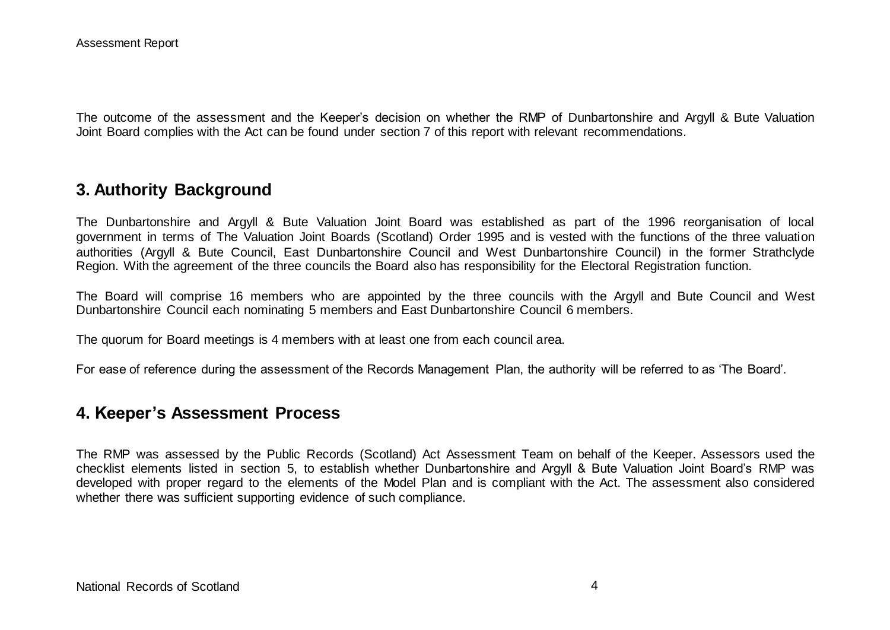The outcome of the assessment and the Keeper's decision on whether the RMP of Dunbartonshire and Argyll & Bute Valuation Joint Board complies with the Act can be found under section 7 of this report with relevant recommendations.

## 3. Authority Background

The Dunbartonshire and Argyll & Bute Valuation Joint Board was established as part of the 1996 reorganisation of local government in terms of The Valuation Joint Boards (Scotland) Order 1995 and is vested with the functions of the three valuation authorities (Argyll & Bute Council, East Dunbartonshire Council and West Dunbartonshire Council) in the former Strathclyde Region. With the agreement of the three councils the Board also has responsibility for the Electoral Registration function.

The Board will comprise 16 members who are appointed by the three councils with the Argyll and Bute Council and West Dunbartonshire Council each nominating 5 members and East Dunbartonshire Council 6 members.

The quorum for Board meetings is 4 members with at least one from each council area.

For ease of reference during the assessment of the Records Management Plan, the authority will be referred to as 'The Board'.

## 4. Keeper's Assessment Process

The RMP was assessed by the Public Records (Scotland) Act Assessment Team on behalf of the Keeper. Assessors used the checklist elements listed in section 5, to establish whether Dunbartonshire and Argyll & Bute Valuation Joint Board's RMP was developed with proper regard to the elements of the Model Plan and is compliant with the Act. The assessment also considered whether there was sufficient supporting evidence of such compliance.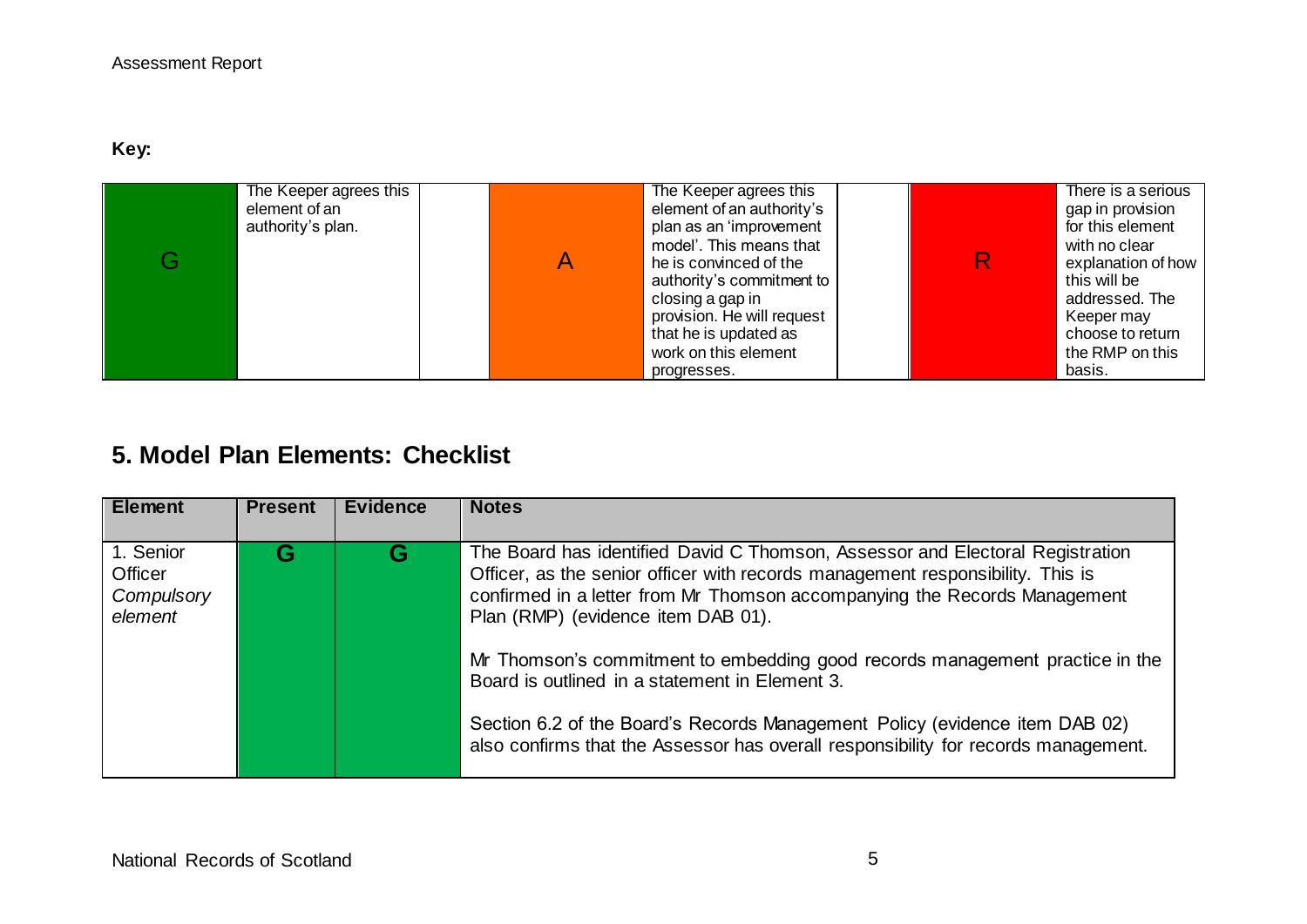**Key:**

| G | The Keeper agrees this element of an authority's plan. | | A | The Keeper agrees this element of an authority's plan as an 'improvement model'. This means that he is convinced of the authority's commitment to closing a gap in provision. He will request that he is updated as work on this element progresses. | | R | There is a serious gap in provision for this element with no clear explanation of how this will be addressed. The Keeper may choose to return the RMP on this basis. |
|---|---|---|---|---|---|---|---|

## 5. Model Plan Elements: Checklist

| Element | Present | Evidence | Notes |
|---|---|---|---|
| 1. Senior Officer *Compulsory element* | G | G | The Board has identified David C Thomson, Assessor and Electoral Registration Officer, as the senior officer with records management responsibility. This is confirmed in a letter from Mr Thomson accompanying the Records Management Plan (RMP) (evidence item DAB 01).<br><br>Mr Thomson's commitment to embedding good records management practice in the Board is outlined in a statement in Element 3.<br><br>Section 6.2 of the Board's Records Management Policy (evidence item DAB 02) also confirms that the Assessor has overall responsibility for records management. |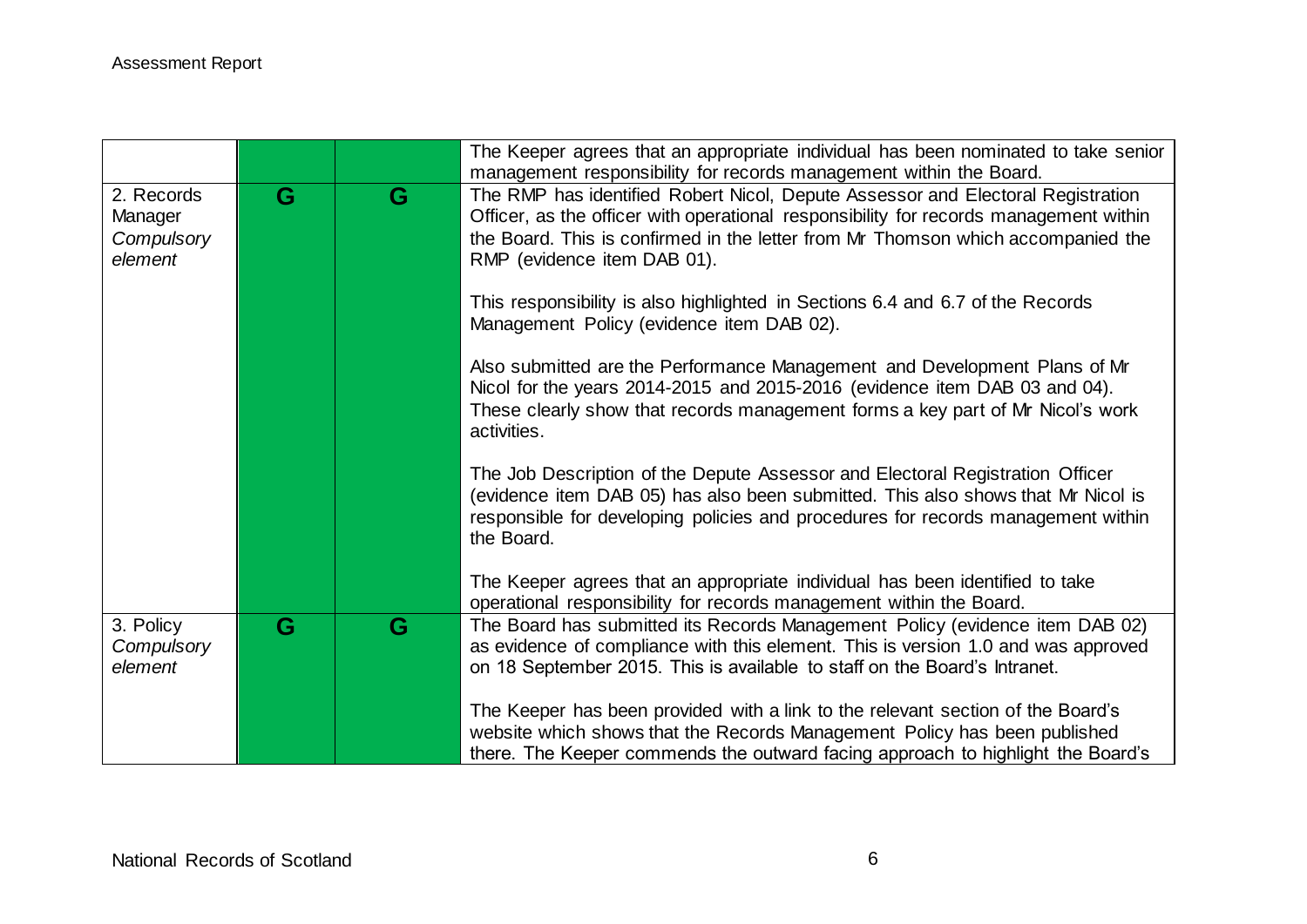| | | | |
|---|---|---|---|
| | | | The Keeper agrees that an appropriate individual has been nominated to take senior management responsibility for records management within the Board. |
| 2. Records Manager *Compulsory element* | G | G | The RMP has identified Robert Nicol, Depute Assessor and Electoral Registration Officer, as the officer with operational responsibility for records management within the Board. This is confirmed in the letter from Mr Thomson which accompanied the RMP (evidence item DAB 01).<br><br>This responsibility is also highlighted in Sections 6.4 and 6.7 of the Records Management Policy (evidence item DAB 02).<br><br>Also submitted are the Performance Management and Development Plans of Mr Nicol for the years 2014-2015 and 2015-2016 (evidence item DAB 03 and 04). These clearly show that records management forms a key part of Mr Nicol's work activities.<br><br>The Job Description of the Depute Assessor and Electoral Registration Officer (evidence item DAB 05) has also been submitted. This also shows that Mr Nicol is responsible for developing policies and procedures for records management within the Board.<br><br>The Keeper agrees that an appropriate individual has been identified to take operational responsibility for records management within the Board. |
| 3. Policy *Compulsory element* | G | G | The Board has submitted its Records Management Policy (evidence item DAB 02) as evidence of compliance with this element. This is version 1.0 and was approved on 18 September 2015. This is available to staff on the Board's Intranet.<br><br>The Keeper has been provided with a link to the relevant section of the Board's website which shows that the Records Management Policy has been published there. The Keeper commends the outward facing approach to highlight the Board's |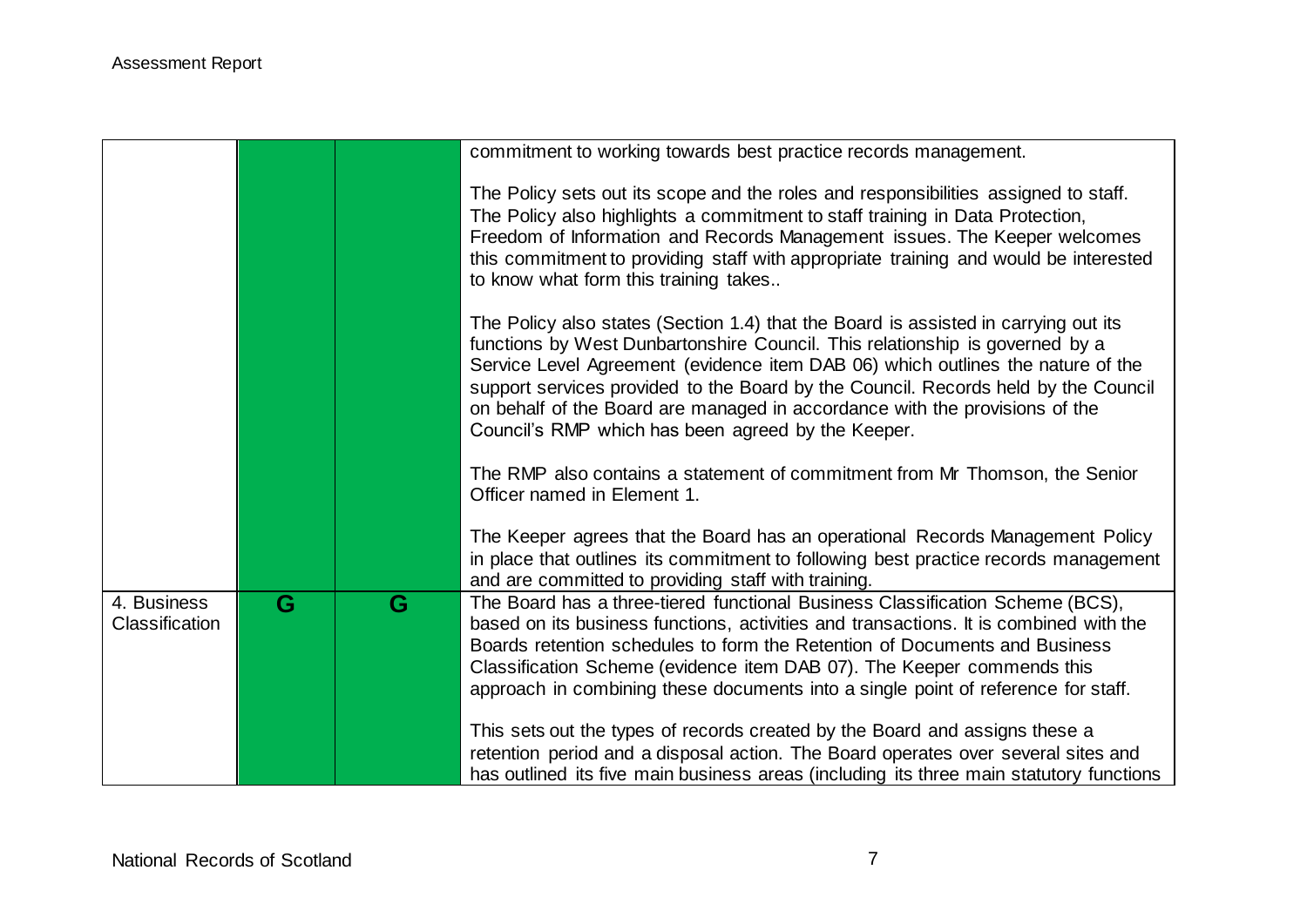| | | | |
|---|---|---|---|
| | | | commitment to working towards best practice records management.<br><br>The Policy sets out its scope and the roles and responsibilities assigned to staff. The Policy also highlights a commitment to staff training in Data Protection, Freedom of Information and Records Management issues. The Keeper welcomes this commitment to providing staff with appropriate training and would be interested to know what form this training takes..<br><br>The Policy also states (Section 1.4) that the Board is assisted in carrying out its functions by West Dunbartonshire Council. This relationship is governed by a Service Level Agreement (evidence item DAB 06) which outlines the nature of the support services provided to the Board by the Council. Records held by the Council on behalf of the Board are managed in accordance with the provisions of the Council's RMP which has been agreed by the Keeper.<br><br>The RMP also contains a statement of commitment from Mr Thomson, the Senior Officer named in Element 1.<br><br>The Keeper agrees that the Board has an operational Records Management Policy in place that outlines its commitment to following best practice records management and are committed to providing staff with training. |
| 4. Business Classification | G | G | The Board has a three-tiered functional Business Classification Scheme (BCS), based on its business functions, activities and transactions. It is combined with the Boards retention schedules to form the Retention of Documents and Business Classification Scheme (evidence item DAB 07). The Keeper commends this approach in combining these documents into a single point of reference for staff.<br><br>This sets out the types of records created by the Board and assigns these a retention period and a disposal action. The Board operates over several sites and has outlined its five main business areas (including its three main statutory functions |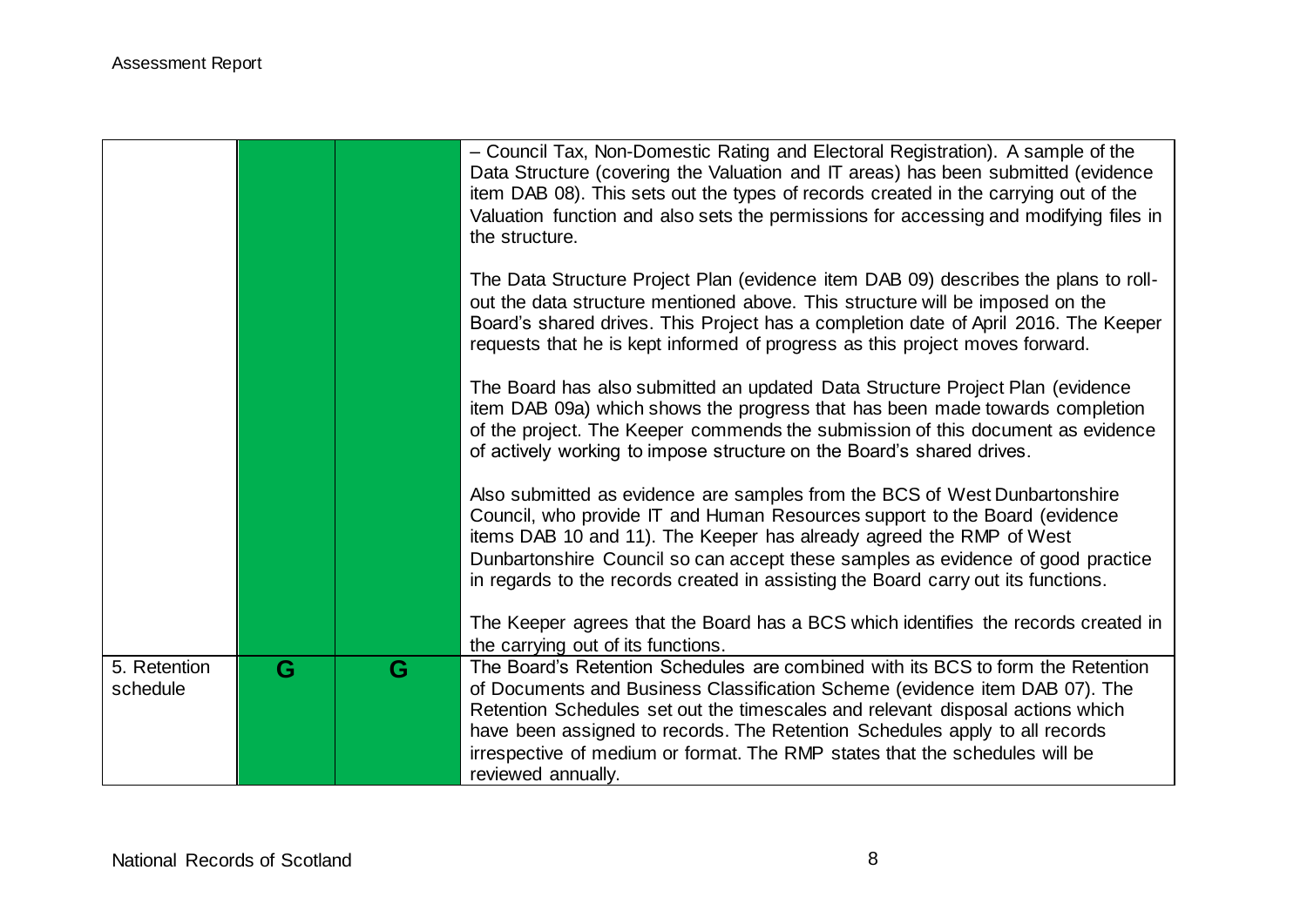| | | | |
|---|---|---|---|
| | | | – Council Tax, Non-Domestic Rating and Electoral Registration). A sample of the Data Structure (covering the Valuation and IT areas) has been submitted (evidence item DAB 08). This sets out the types of records created in the carrying out of the Valuation function and also sets the permissions for accessing and modifying files in the structure.<br><br>The Data Structure Project Plan (evidence item DAB 09) describes the plans to roll-out the data structure mentioned above. This structure will be imposed on the Board's shared drives. This Project has a completion date of April 2016. The Keeper requests that he is kept informed of progress as this project moves forward.<br><br>The Board has also submitted an updated Data Structure Project Plan (evidence item DAB 09a) which shows the progress that has been made towards completion of the project. The Keeper commends the submission of this document as evidence of actively working to impose structure on the Board's shared drives.<br><br>Also submitted as evidence are samples from the BCS of West Dunbartonshire Council, who provide IT and Human Resources support to the Board (evidence items DAB 10 and 11). The Keeper has already agreed the RMP of West Dunbartonshire Council so can accept these samples as evidence of good practice in regards to the records created in assisting the Board carry out its functions.<br><br>The Keeper agrees that the Board has a BCS which identifies the records created in the carrying out of its functions. |
| 5. Retention schedule | G | G | The Board's Retention Schedules are combined with its BCS to form the Retention of Documents and Business Classification Scheme (evidence item DAB 07). The Retention Schedules set out the timescales and relevant disposal actions which have been assigned to records. The Retention Schedules apply to all records irrespective of medium or format. The RMP states that the schedules will be reviewed annually. |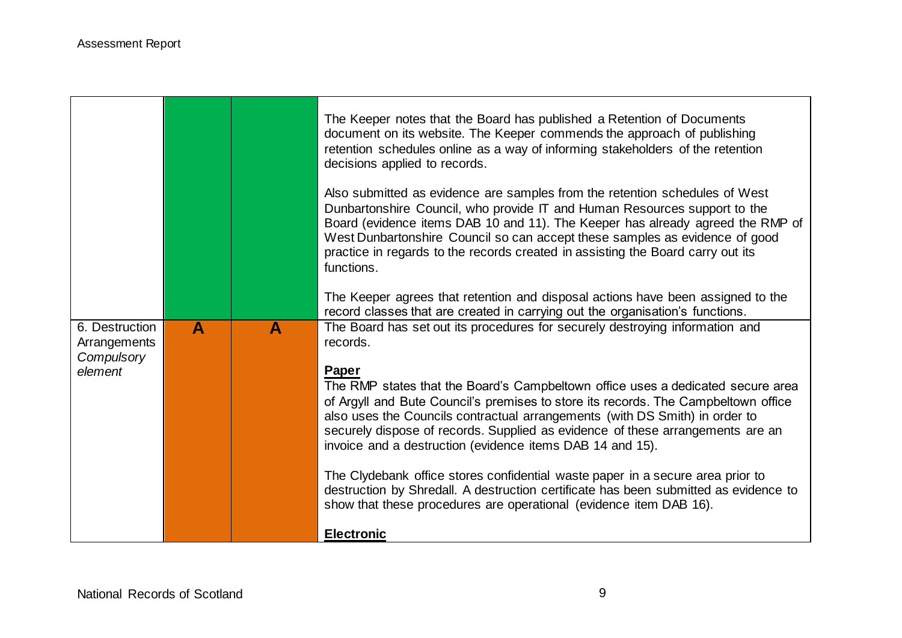| | | | |
|---|---|---|---|
| | | | The Keeper notes that the Board has published a Retention of Documents document on its website. The Keeper commends the approach of publishing retention schedules online as a way of informing stakeholders of the retention decisions applied to records.<br><br>Also submitted as evidence are samples from the retention schedules of West Dunbartonshire Council, who provide IT and Human Resources support to the Board (evidence items DAB 10 and 11). The Keeper has already agreed the RMP of West Dunbartonshire Council so can accept these samples as evidence of good practice in regards to the records created in assisting the Board carry out its functions.<br><br>The Keeper agrees that retention and disposal actions have been assigned to the record classes that are created in carrying out the organisation's functions. |
| 6. Destruction Arrangements *Compulsory element* | **A** | **A** | The Board has set out its procedures for securely destroying information and records.<br><br>**Paper**<br>The RMP states that the Board's Campbeltown office uses a dedicated secure area of Argyll and Bute Council's premises to store its records. The Campbeltown office also uses the Councils contractual arrangements (with DS Smith) in order to securely dispose of records. Supplied as evidence of these arrangements are an invoice and a destruction (evidence items DAB 14 and 15).<br><br>The Clydebank office stores confidential waste paper in a secure area prior to destruction by Shredall. A destruction certificate has been submitted as evidence to show that these procedures are operational (evidence item DAB 16).<br><br>**Electronic** |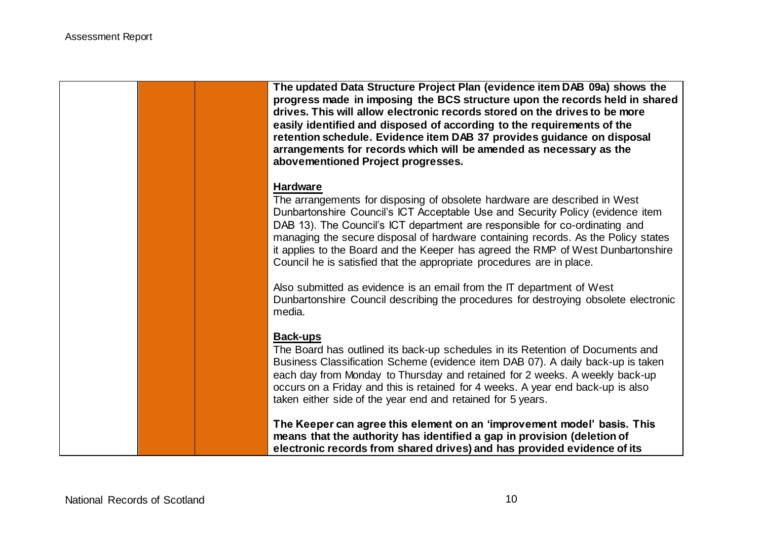| | | | |
|---|---|---|---|
| | | | **The updated Data Structure Project Plan (evidence item DAB 09a) shows the progress made in imposing the BCS structure upon the records held in shared drives. This will allow electronic records stored on the drives to be more easily identified and disposed of according to the requirements of the retention schedule. Evidence item DAB 37 provides guidance on disposal arrangements for records which will be amended as necessary as the abovementioned Project progresses.**<br><br>**Hardware**<br>The arrangements for disposing of obsolete hardware are described in West Dunbartonshire Council's ICT Acceptable Use and Security Policy (evidence item DAB 13). The Council's ICT department are responsible for co-ordinating and managing the secure disposal of hardware containing records. As the Policy states it applies to the Board and the Keeper has agreed the RMP of West Dunbartonshire Council he is satisfied that the appropriate procedures are in place.<br><br>Also submitted as evidence is an email from the IT department of West Dunbartonshire Council describing the procedures for destroying obsolete electronic media.<br><br>**Back-ups**<br>The Board has outlined its back-up schedules in its Retention of Documents and Business Classification Scheme (evidence item DAB 07). A daily back-up is taken each day from Monday to Thursday and retained for 2 weeks. A weekly back-up occurs on a Friday and this is retained for 4 weeks. A year end back-up is also taken either side of the year end and retained for 5 years.<br><br>**The Keeper can agree this element on an 'improvement model' basis. This means that the authority has identified a gap in provision (deletion of electronic records from shared drives) and has provided evidence of its** |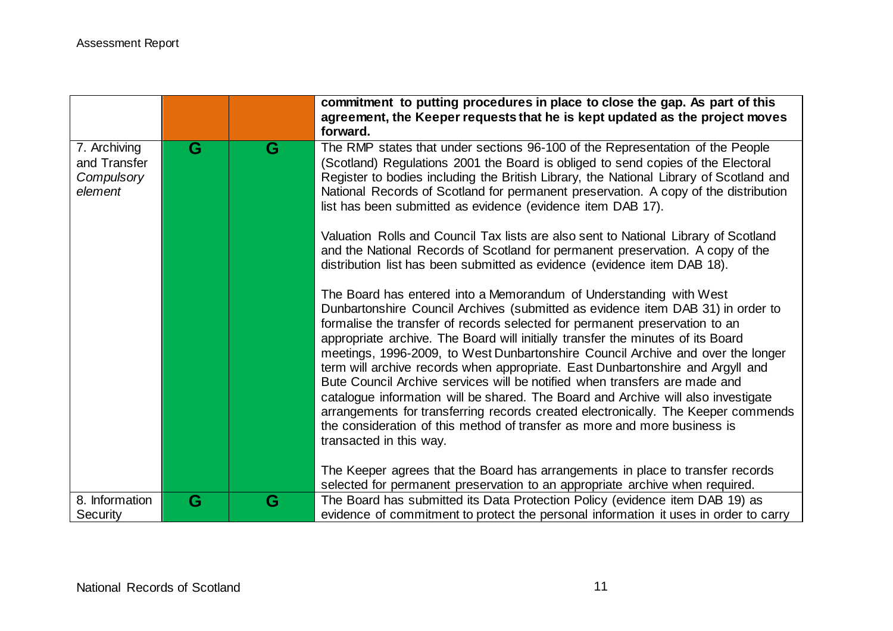| | | | |
|---|---|---|---|
| | | | **commitment to putting procedures in place to close the gap. As part of this agreement, the Keeper requests that he is kept updated as the project moves forward.** |
| 7. Archiving and Transfer *Compulsory element* | G | G | The RMP states that under sections 96-100 of the Representation of the People (Scotland) Regulations 2001 the Board is obliged to send copies of the Electoral Register to bodies including the British Library, the National Library of Scotland and National Records of Scotland for permanent preservation. A copy of the distribution list has been submitted as evidence (evidence item DAB 17).<br><br>Valuation Rolls and Council Tax lists are also sent to National Library of Scotland and the National Records of Scotland for permanent preservation. A copy of the distribution list has been submitted as evidence (evidence item DAB 18).<br><br>The Board has entered into a Memorandum of Understanding with West Dunbartonshire Council Archives (submitted as evidence item DAB 31) in order to formalise the transfer of records selected for permanent preservation to an appropriate archive. The Board will initially transfer the minutes of its Board meetings, 1996-2009, to West Dunbartonshire Council Archive and over the longer term will archive records when appropriate. East Dunbartonshire and Argyll and Bute Council Archive services will be notified when transfers are made and catalogue information will be shared. The Board and Archive will also investigate arrangements for transferring records created electronically. The Keeper commends the consideration of this method of transfer as more and more business is transacted in this way.<br><br>The Keeper agrees that the Board has arrangements in place to transfer records selected for permanent preservation to an appropriate archive when required. |
| 8. Information Security | G | G | The Board has submitted its Data Protection Policy (evidence item DAB 19) as evidence of commitment to protect the personal information it uses in order to carry |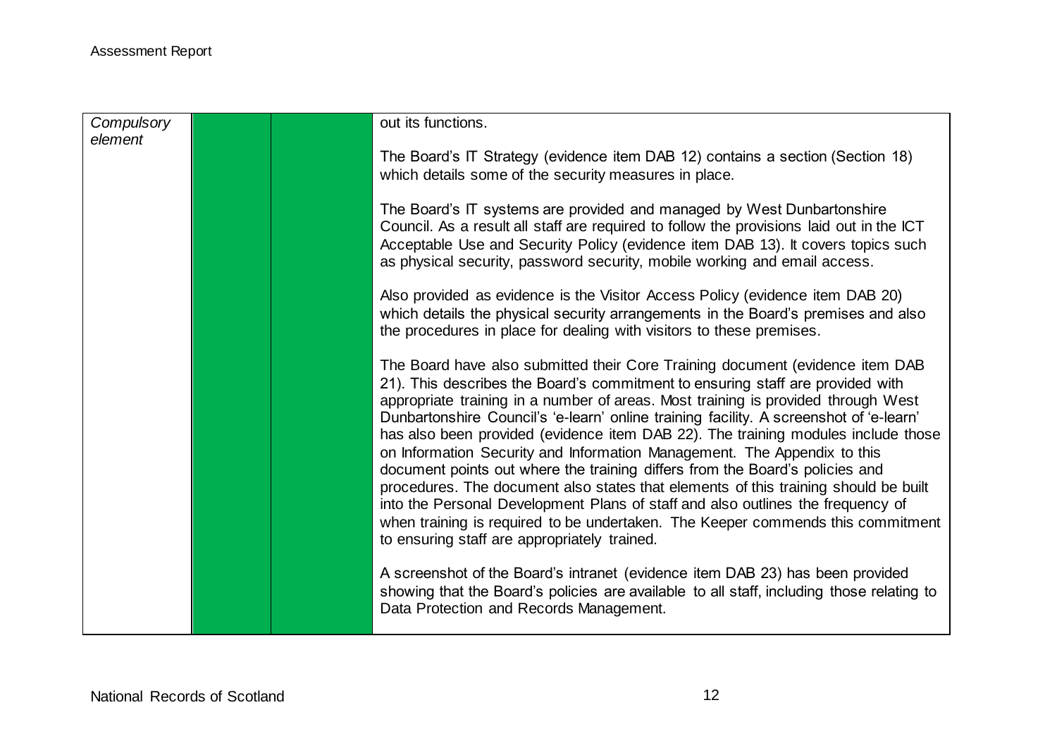| | | | |
|---|---|---|---|
| *Compulsory element* | | | out its functions.<br><br>The Board's IT Strategy (evidence item DAB 12) contains a section (Section 18) which details some of the security measures in place.<br><br>The Board's IT systems are provided and managed by West Dunbartonshire Council. As a result all staff are required to follow the provisions laid out in the ICT Acceptable Use and Security Policy (evidence item DAB 13). It covers topics such as physical security, password security, mobile working and email access.<br><br>Also provided as evidence is the Visitor Access Policy (evidence item DAB 20) which details the physical security arrangements in the Board's premises and also the procedures in place for dealing with visitors to these premises.<br><br>The Board have also submitted their Core Training document (evidence item DAB 21). This describes the Board's commitment to ensuring staff are provided with appropriate training in a number of areas. Most training is provided through West Dunbartonshire Council's 'e-learn' online training facility. A screenshot of 'e-learn' has also been provided (evidence item DAB 22). The training modules include those on Information Security and Information Management. The Appendix to this document points out where the training differs from the Board's policies and procedures. The document also states that elements of this training should be built into the Personal Development Plans of staff and also outlines the frequency of when training is required to be undertaken. The Keeper commends this commitment to ensuring staff are appropriately trained.<br><br>A screenshot of the Board's intranet (evidence item DAB 23) has been provided showing that the Board's policies are available to all staff, including those relating to Data Protection and Records Management. |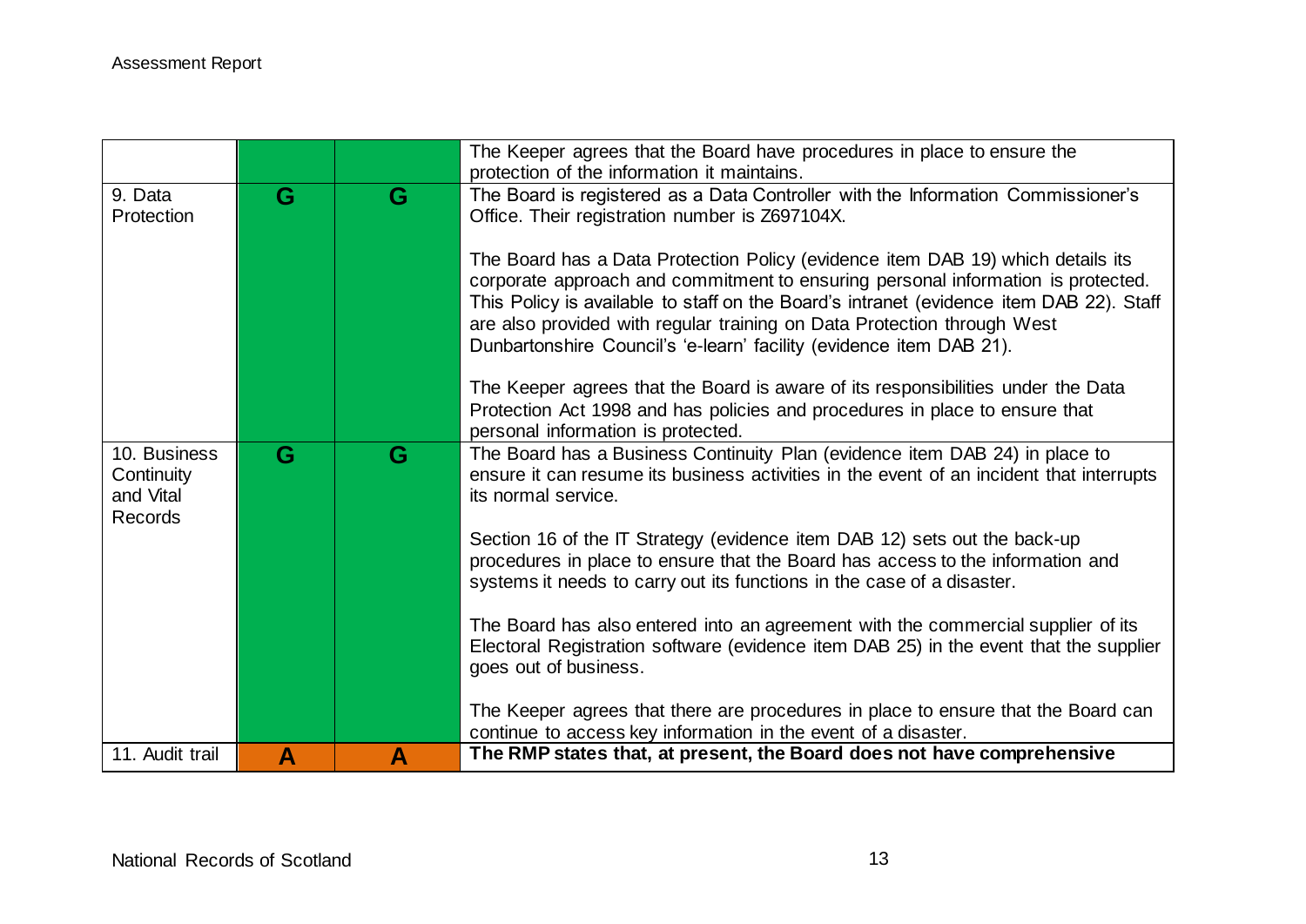| | | | |
|---|---|---|---|
| | | | The Keeper agrees that the Board have procedures in place to ensure the protection of the information it maintains. |
| 9. Data Protection | G | G | The Board is registered as a Data Controller with the Information Commissioner's Office. Their registration number is Z697104X.<br><br>The Board has a Data Protection Policy (evidence item DAB 19) which details its corporate approach and commitment to ensuring personal information is protected. This Policy is available to staff on the Board's intranet (evidence item DAB 22). Staff are also provided with regular training on Data Protection through West Dunbartonshire Council's 'e-learn' facility (evidence item DAB 21).<br><br>The Keeper agrees that the Board is aware of its responsibilities under the Data Protection Act 1998 and has policies and procedures in place to ensure that personal information is protected. |
| 10. Business Continuity and Vital Records | G | G | The Board has a Business Continuity Plan (evidence item DAB 24) in place to ensure it can resume its business activities in the event of an incident that interrupts its normal service.<br><br>Section 16 of the IT Strategy (evidence item DAB 12) sets out the back-up procedures in place to ensure that the Board has access to the information and systems it needs to carry out its functions in the case of a disaster.<br><br>The Board has also entered into an agreement with the commercial supplier of its Electoral Registration software (evidence item DAB 25) in the event that the supplier goes out of business.<br><br>The Keeper agrees that there are procedures in place to ensure that the Board can continue to access key information in the event of a disaster. |
| 11. Audit trail | A | A | **The RMP states that, at present, the Board does not have comprehensive** |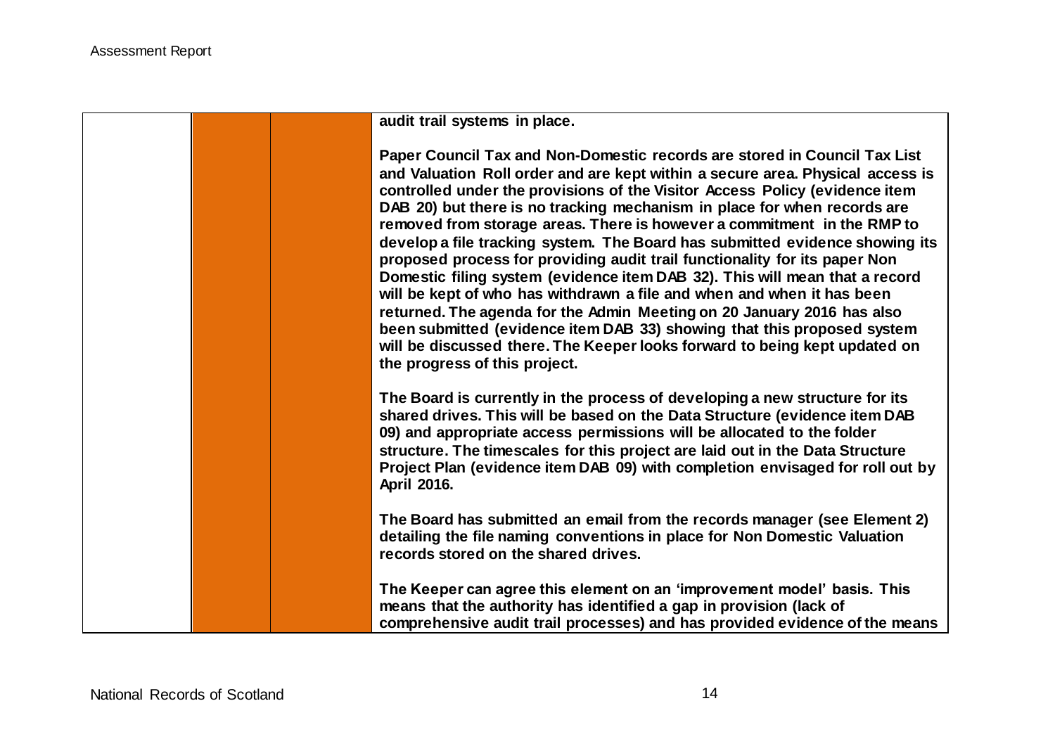| | | | |
|---|---|---|---|
| | | | **audit trail systems in place.**<br><br>**Paper Council Tax and Non-Domestic records are stored in Council Tax List and Valuation Roll order and are kept within a secure area. Physical access is controlled under the provisions of the Visitor Access Policy (evidence item DAB 20) but there is no tracking mechanism in place for when records are removed from storage areas. There is however a commitment in the RMP to develop a file tracking system. The Board has submitted evidence showing its proposed process for providing audit trail functionality for its paper Non Domestic filing system (evidence item DAB 32). This will mean that a record will be kept of who has withdrawn a file and when and when it has been returned. The agenda for the Admin Meeting on 20 January 2016 has also been submitted (evidence item DAB 33) showing that this proposed system will be discussed there. The Keeper looks forward to being kept updated on the progress of this project.**<br><br>**The Board is currently in the process of developing a new structure for its shared drives. This will be based on the Data Structure (evidence item DAB 09) and appropriate access permissions will be allocated to the folder structure. The timescales for this project are laid out in the Data Structure Project Plan (evidence item DAB 09) with completion envisaged for roll out by April 2016.**<br><br>**The Board has submitted an email from the records manager (see Element 2) detailing the file naming conventions in place for Non Domestic Valuation records stored on the shared drives.**<br><br>**The Keeper can agree this element on an 'improvement model' basis. This means that the authority has identified a gap in provision (lack of comprehensive audit trail processes) and has provided evidence of the means** |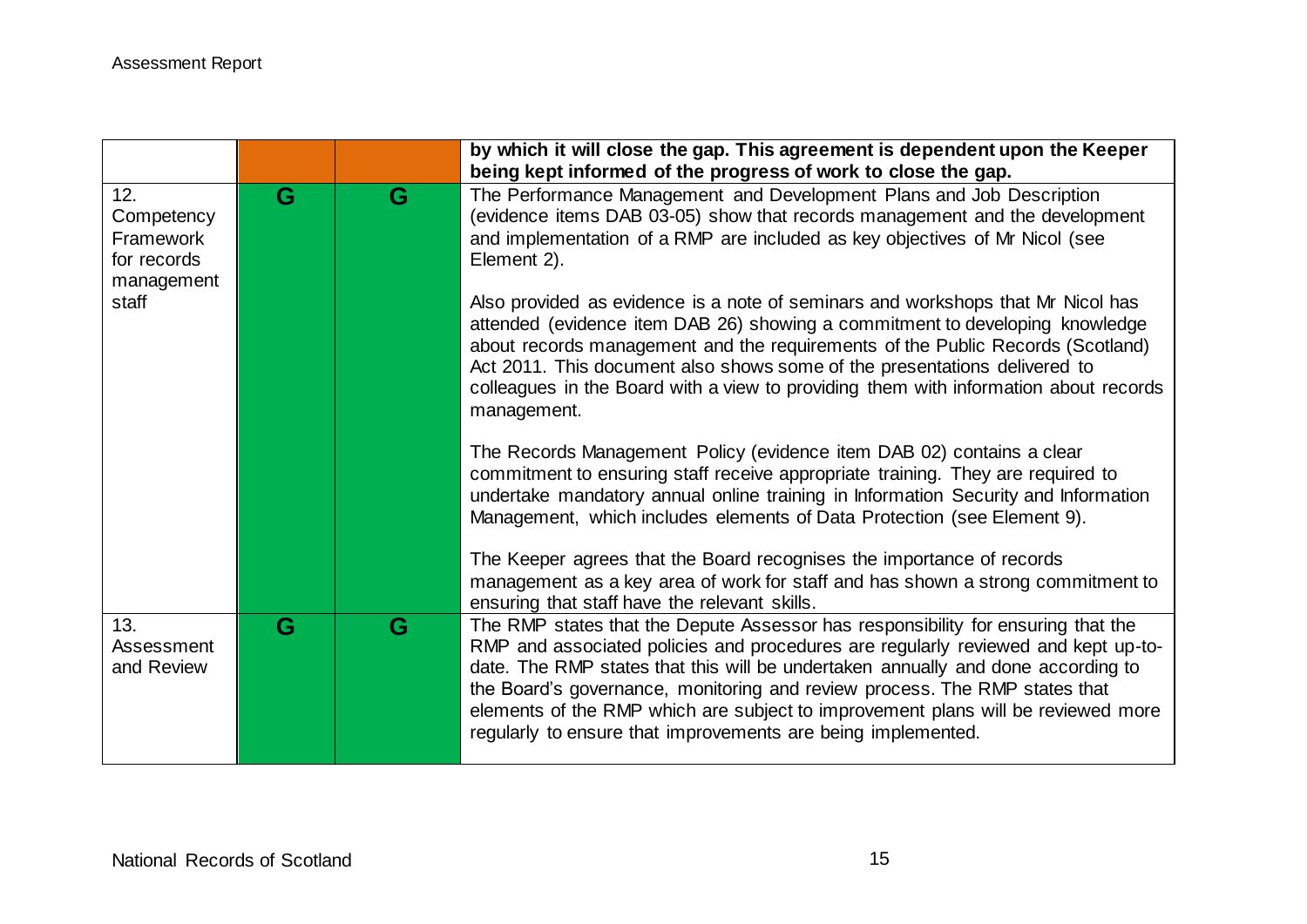| | | | |
|---|---|---|---|
| | | | **by which it will close the gap. This agreement is dependent upon the Keeper being kept informed of the progress of work to close the gap.** |
| 12. Competency Framework for records management staff | G | G | The Performance Management and Development Plans and Job Description (evidence items DAB 03-05) show that records management and the development and implementation of a RMP are included as key objectives of Mr Nicol (see Element 2).<br><br>Also provided as evidence is a note of seminars and workshops that Mr Nicol has attended (evidence item DAB 26) showing a commitment to developing knowledge about records management and the requirements of the Public Records (Scotland) Act 2011. This document also shows some of the presentations delivered to colleagues in the Board with a view to providing them with information about records management.<br><br>The Records Management Policy (evidence item DAB 02) contains a clear commitment to ensuring staff receive appropriate training. They are required to undertake mandatory annual online training in Information Security and Information Management, which includes elements of Data Protection (see Element 9).<br><br>The Keeper agrees that the Board recognises the importance of records management as a key area of work for staff and has shown a strong commitment to ensuring that staff have the relevant skills. |
| 13. Assessment and Review | G | G | The RMP states that the Depute Assessor has responsibility for ensuring that the RMP and associated policies and procedures are regularly reviewed and kept up-to-date. The RMP states that this will be undertaken annually and done according to the Board's governance, monitoring and review process. The RMP states that elements of the RMP which are subject to improvement plans will be reviewed more regularly to ensure that improvements are being implemented. |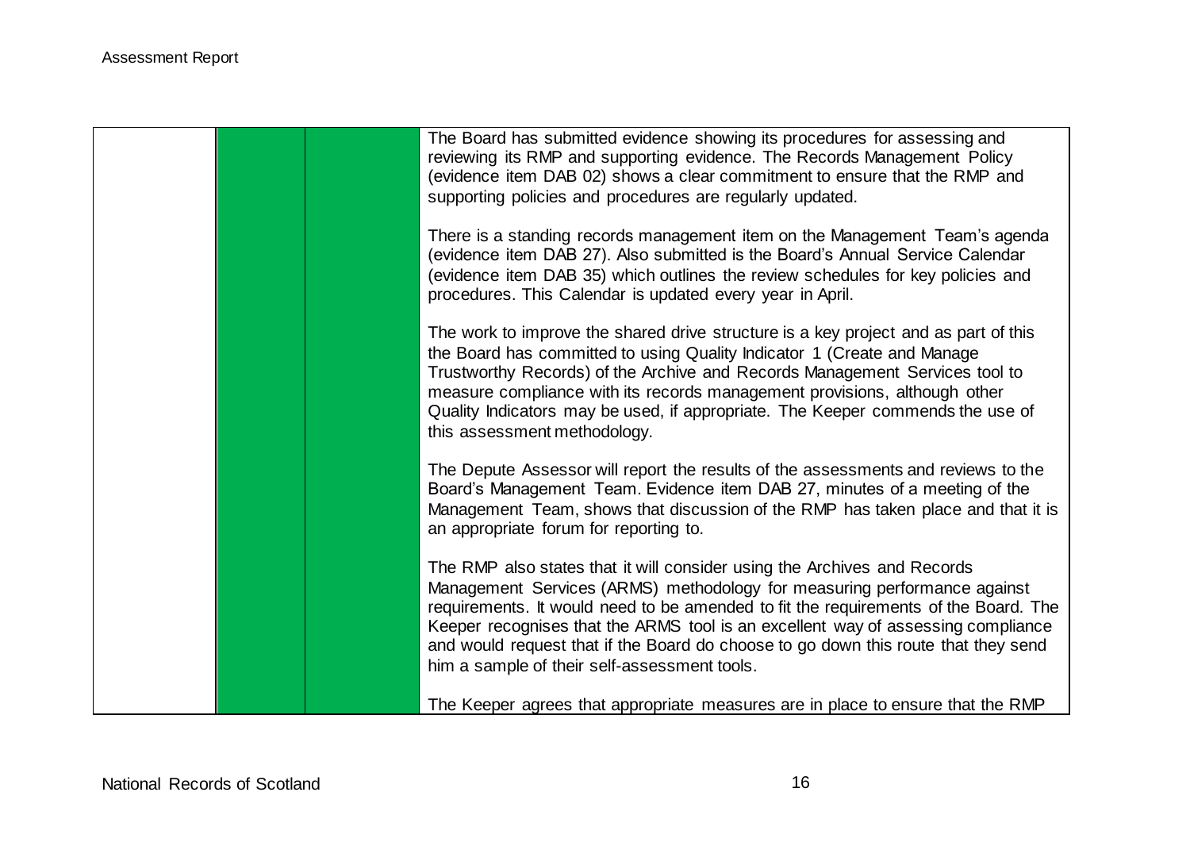| | | | |
|---|---|---|---|
| | | | The Board has submitted evidence showing its procedures for assessing and reviewing its RMP and supporting evidence. The Records Management Policy (evidence item DAB 02) shows a clear commitment to ensure that the RMP and supporting policies and procedures are regularly updated.<br><br>There is a standing records management item on the Management Team's agenda (evidence item DAB 27). Also submitted is the Board's Annual Service Calendar (evidence item DAB 35) which outlines the review schedules for key policies and procedures. This Calendar is updated every year in April.<br><br>The work to improve the shared drive structure is a key project and as part of this the Board has committed to using Quality Indicator 1 (Create and Manage Trustworthy Records) of the Archive and Records Management Services tool to measure compliance with its records management provisions, although other Quality Indicators may be used, if appropriate. The Keeper commends the use of this assessment methodology.<br><br>The Depute Assessor will report the results of the assessments and reviews to the Board's Management Team. Evidence item DAB 27, minutes of a meeting of the Management Team, shows that discussion of the RMP has taken place and that it is an appropriate forum for reporting to.<br><br>The RMP also states that it will consider using the Archives and Records Management Services (ARMS) methodology for measuring performance against requirements. It would need to be amended to fit the requirements of the Board. The Keeper recognises that the ARMS tool is an excellent way of assessing compliance and would request that if the Board do choose to go down this route that they send him a sample of their self-assessment tools.<br><br>The Keeper agrees that appropriate measures are in place to ensure that the RMP |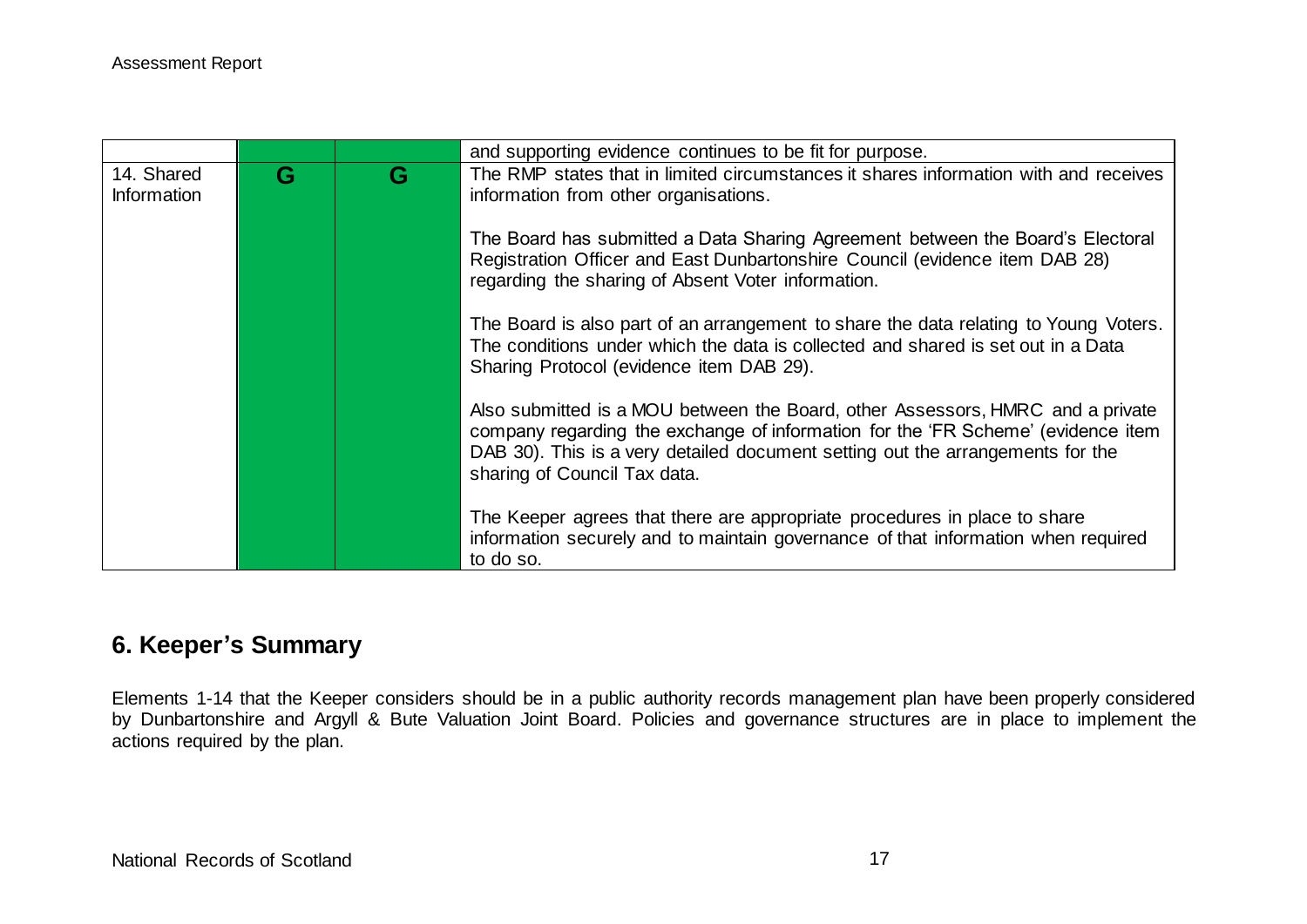| | | | |
|---|---|---|---|
| | | | and supporting evidence continues to be fit for purpose. |
| 14. Shared Information | G | G | The RMP states that in limited circumstances it shares information with and receives information from other organisations.<br><br>The Board has submitted a Data Sharing Agreement between the Board's Electoral Registration Officer and East Dunbartonshire Council (evidence item DAB 28) regarding the sharing of Absent Voter information.<br><br>The Board is also part of an arrangement to share the data relating to Young Voters. The conditions under which the data is collected and shared is set out in a Data Sharing Protocol (evidence item DAB 29).<br><br>Also submitted is a MOU between the Board, other Assessors, HMRC and a private company regarding the exchange of information for the 'FR Scheme' (evidence item DAB 30). This is a very detailed document setting out the arrangements for the sharing of Council Tax data.<br><br>The Keeper agrees that there are appropriate procedures in place to share information securely and to maintain governance of that information when required to do so. |

## 6. Keeper's Summary

Elements 1-14 that the Keeper considers should be in a public authority records management plan have been properly considered by Dunbartonshire and Argyll & Bute Valuation Joint Board. Policies and governance structures are in place to implement the actions required by the plan.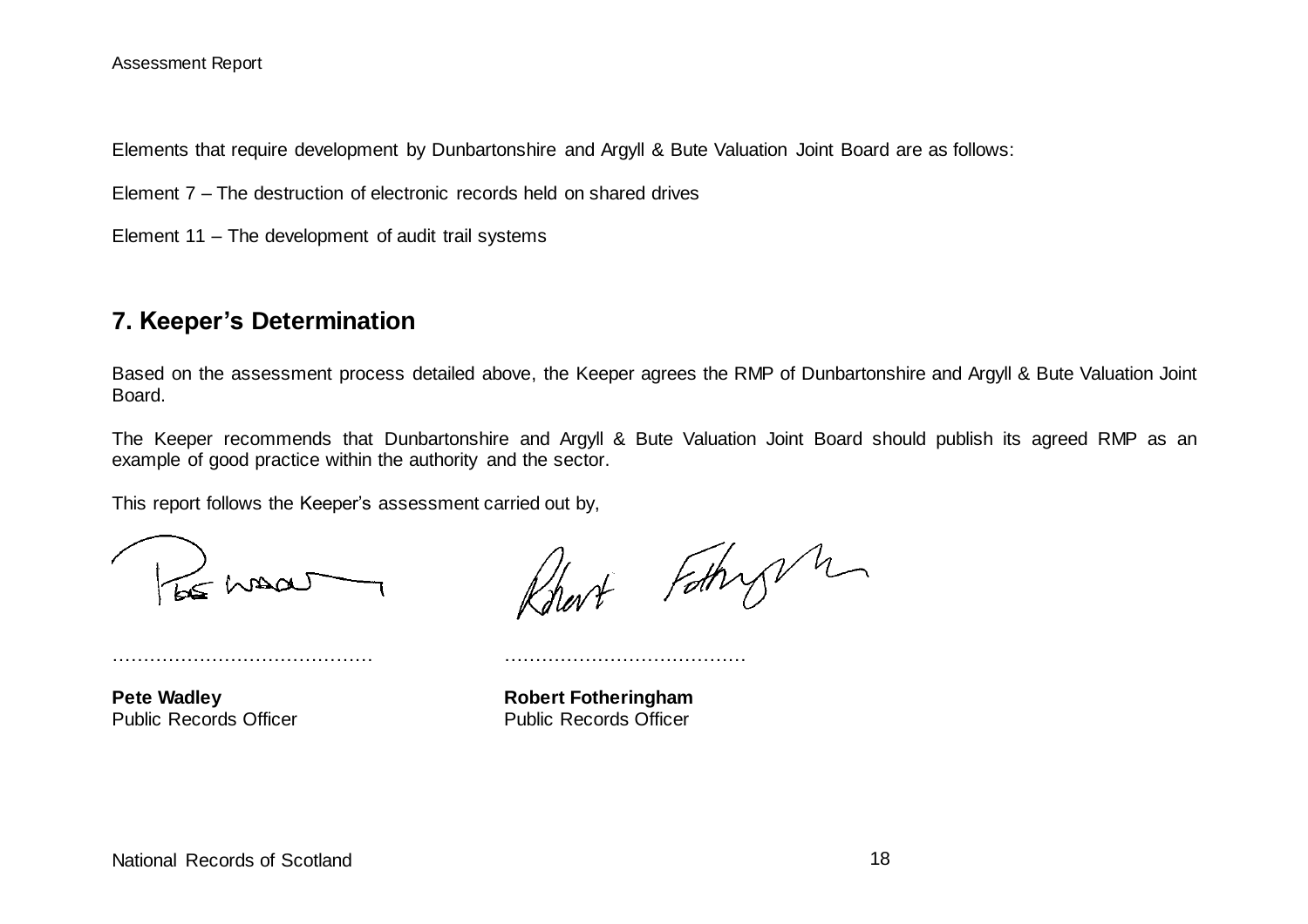Elements that require development by Dunbartonshire and Argyll & Bute Valuation Joint Board are as follows:

Element 7 – The destruction of electronic records held on shared drives

Element 11 – The development of audit trail systems

## 7. Keeper's Determination

Based on the assessment process detailed above, the Keeper agrees the RMP of Dunbartonshire and Argyll & Bute Valuation Joint Board.

The Keeper recommends that Dunbartonshire and Argyll & Bute Valuation Joint Board should publish its agreed RMP as an example of good practice within the authority and the sector.

This report follows the Keeper's assessment carried out by,

| …………………………………… | ………………………………… |
| --- | --- |
| **Pete Wadley** | **Robert Fotheringham** |
| Public Records Officer | Public Records Officer |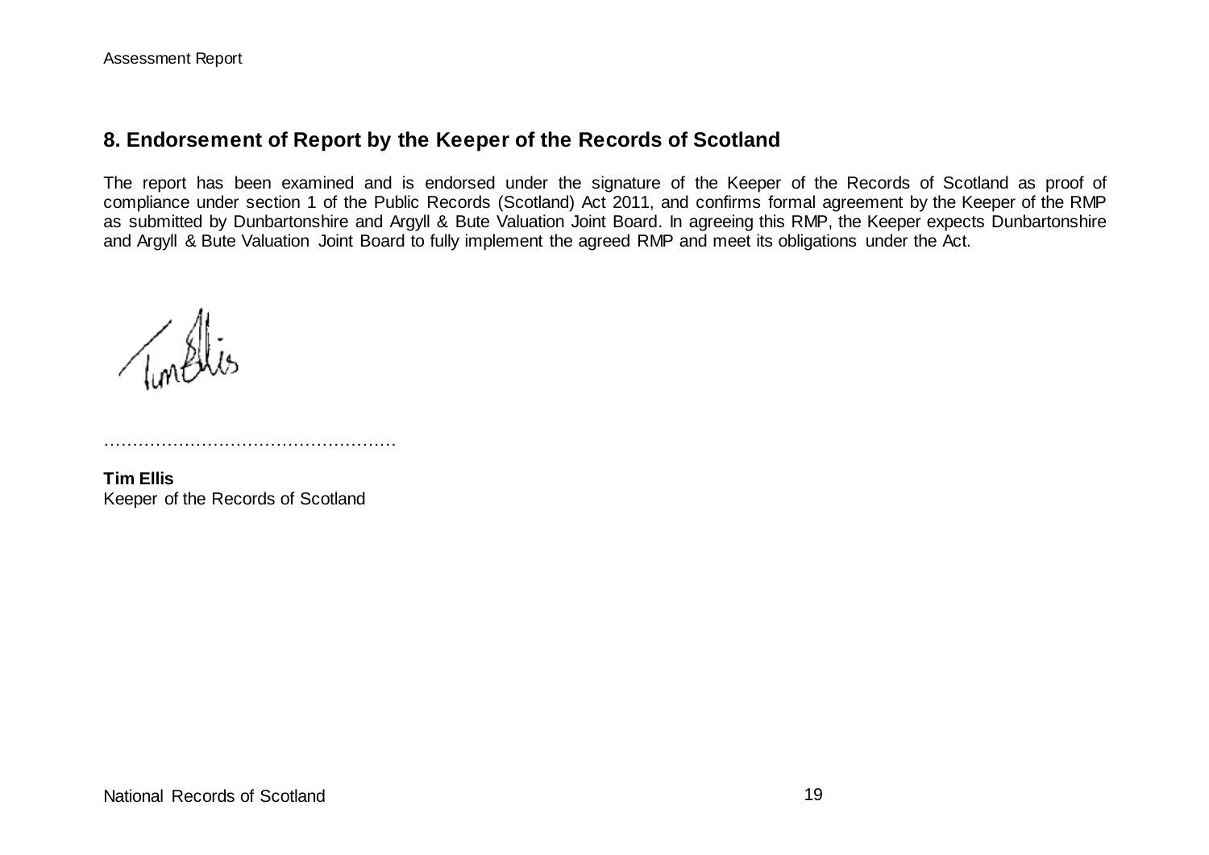## 8. Endorsement of Report by the Keeper of the Records of Scotland

The report has been examined and is endorsed under the signature of the Keeper of the Records of Scotland as proof of compliance under section 1 of the Public Records (Scotland) Act 2011, and confirms formal agreement by the Keeper of the RMP as submitted by Dunbartonshire and Argyll & Bute Valuation Joint Board. In agreeing this RMP, the Keeper expects Dunbartonshire and Argyll & Bute Valuation Joint Board to fully implement the agreed RMP and meet its obligations under the Act.

……………………………………………

**Tim Ellis**
Keeper of the Records of Scotland